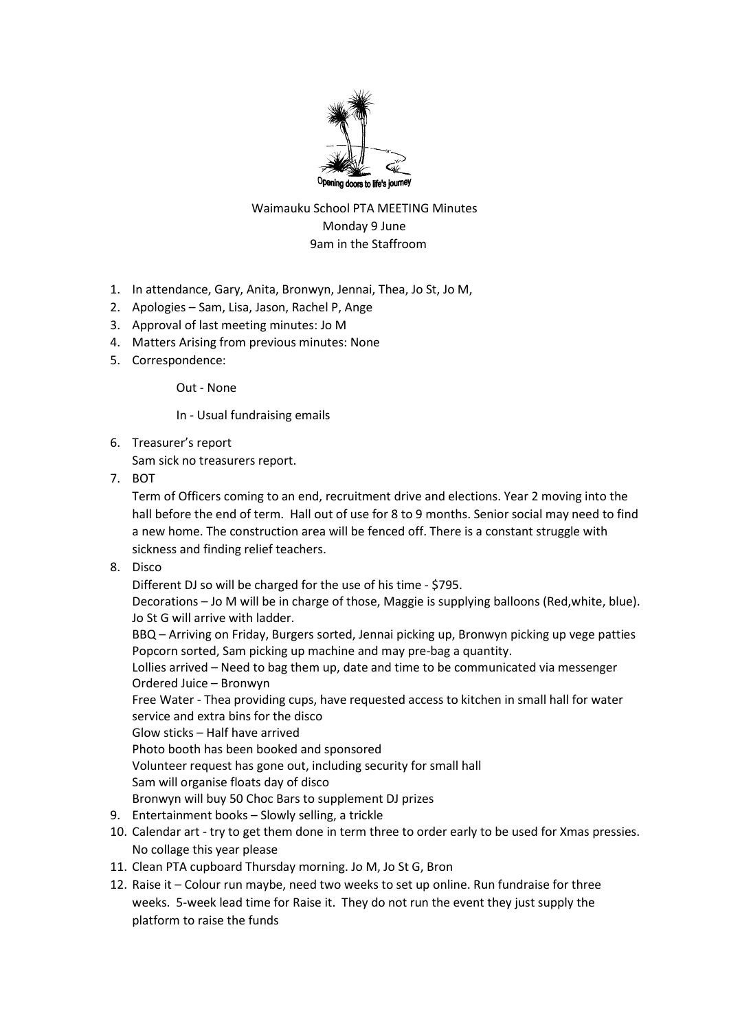Waimauku School PTA MEETING Minutes
Monday 9 June
9am in the Staffroom

1. In attendance, Gary, Anita, Bronwyn, Jennai, Thea, Jo St, Jo M,
2. Apologies – Sam, Lisa, Jason, Rachel P, Ange
3. Approval of last meeting minutes: Jo M
4. Matters Arising from previous minutes: None
5. Correspondence:

   Out - None

   In - Usual fundraising emails

6. Treasurer's report
   Sam sick no treasurers report.
7. BOT
   Term of Officers coming to an end, recruitment drive and elections. Year 2 moving into the hall before the end of term. Hall out of use for 8 to 9 months. Senior social may need to find a new home. The construction area will be fenced off. There is a constant struggle with sickness and finding relief teachers.
8. Disco
   Different DJ so will be charged for the use of his time - $795.
   Decorations – Jo M will be in charge of those, Maggie is supplying balloons (Red,white, blue). Jo St G will arrive with ladder.
   BBQ – Arriving on Friday, Burgers sorted, Jennai picking up, Bronwyn picking up vege patties
   Popcorn sorted, Sam picking up machine and may pre-bag a quantity.
   Lollies arrived – Need to bag them up, date and time to be communicated via messenger
   Ordered Juice – Bronwyn
   Free Water - Thea providing cups, have requested access to kitchen in small hall for water service and extra bins for the disco
   Glow sticks – Half have arrived
   Photo booth has been booked and sponsored
   Volunteer request has gone out, including security for small hall
   Sam will organise floats day of disco
   Bronwyn will buy 50 Choc Bars to supplement DJ prizes
9. Entertainment books – Slowly selling, a trickle
10. Calendar art - try to get them done in term three to order early to be used for Xmas pressies. No collage this year please
11. Clean PTA cupboard Thursday morning. Jo M, Jo St G, Bron
12. Raise it – Colour run maybe, need two weeks to set up online. Run fundraise for three weeks. 5-week lead time for Raise it. They do not run the event they just supply the platform to raise the funds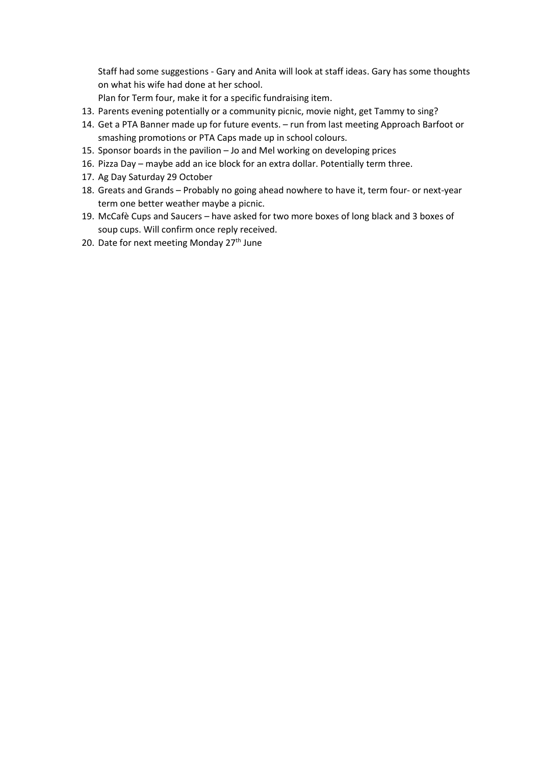Staff had some suggestions - Gary and Anita will look at staff ideas. Gary has some thoughts on what his wife had done at her school.

Plan for Term four, make it for a specific fundraising item.

13. Parents evening potentially or a community picnic, movie night, get Tammy to sing?
14. Get a PTA Banner made up for future events. – run from last meeting Approach Barfoot or smashing promotions or PTA Caps made up in school colours.
15. Sponsor boards in the pavilion – Jo and Mel working on developing prices
16. Pizza Day – maybe add an ice block for an extra dollar. Potentially term three.
17. Ag Day Saturday 29 October
18. Greats and Grands – Probably no going ahead nowhere to have it, term four- or next-year term one better weather maybe a picnic.
19. McCafè Cups and Saucers – have asked for two more boxes of long black and 3 boxes of soup cups. Will confirm once reply received.
20. Date for next meeting Monday 27th June